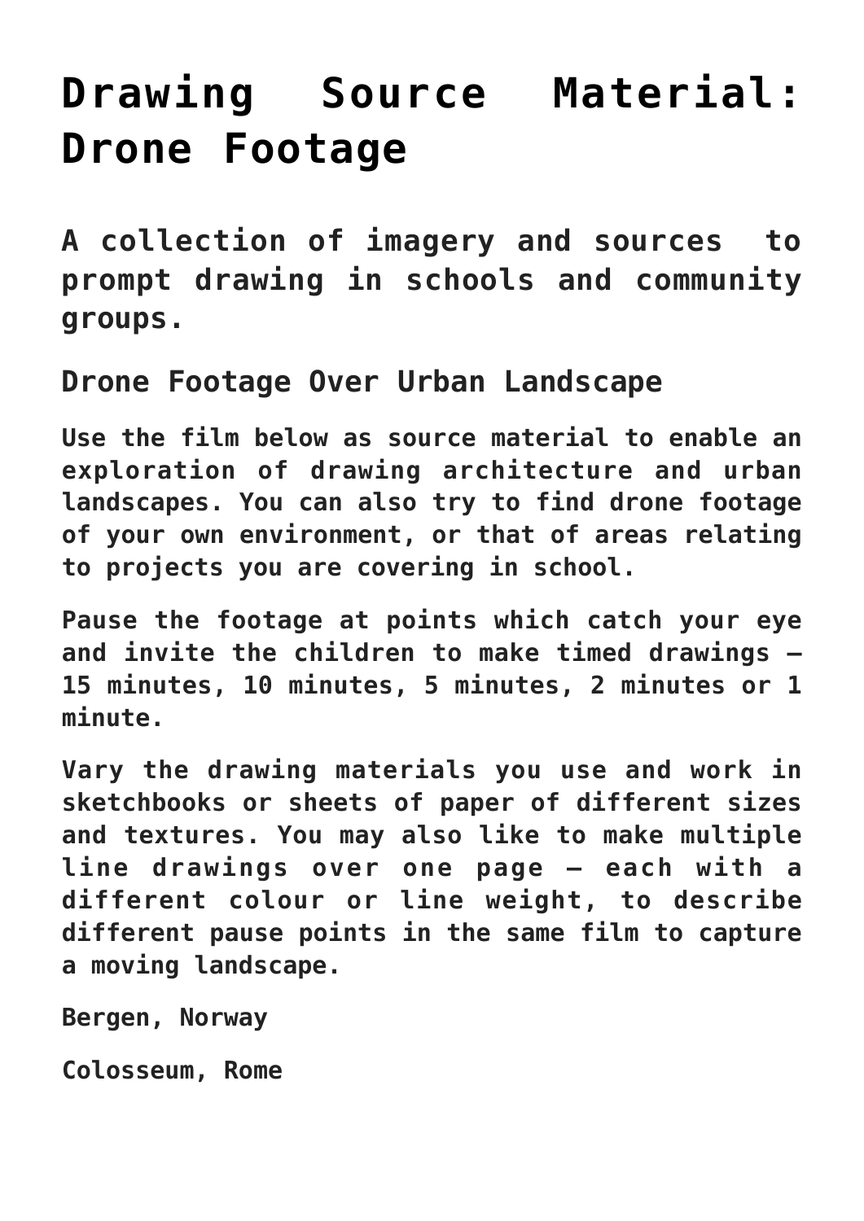# Drawing Source Material: Drone Footage

## A collection of imagery and sources to prompt drawing in schools and community groups.

### Drone Footage Over Urban Landscape

**Use the film below as source material to enable an exploration of drawing architecture and urban landscapes. You can also try to find drone footage of your own environment, or that of areas relating to projects you are covering in school.**

**Pause the footage at points which catch your eye and invite the children to make timed drawings – 15 minutes, 10 minutes, 5 minutes, 2 minutes or 1 minute.**

**Vary the drawing materials you use and work in sketchbooks or sheets of paper of different sizes and textures. You may also like to make multiple line drawings over one page – each with a different colour or line weight, to describe different pause points in the same film to capture a moving landscape.**

**Bergen, Norway**

**Colosseum, Rome**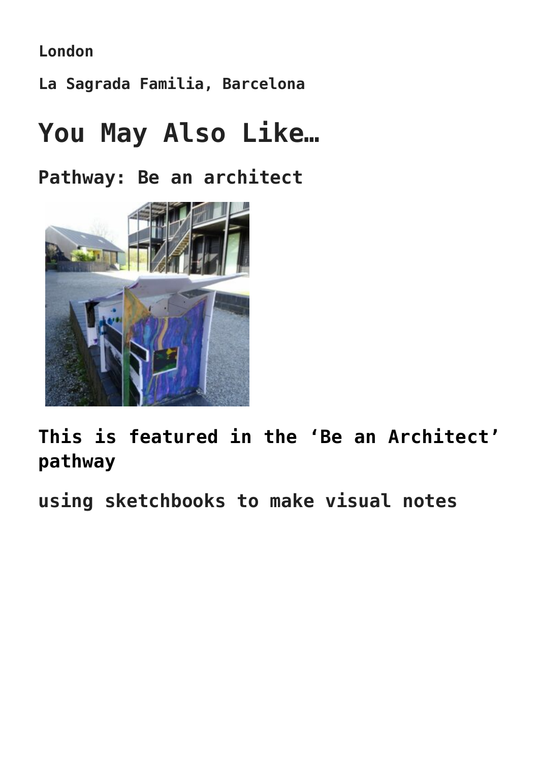**London**

**La Sagrada Familia, Barcelona**

# You May Also Like…

### Pathway: Be an architect

### This is featured in the 'Be an Architect' pathway

### using sketchbooks to make visual notes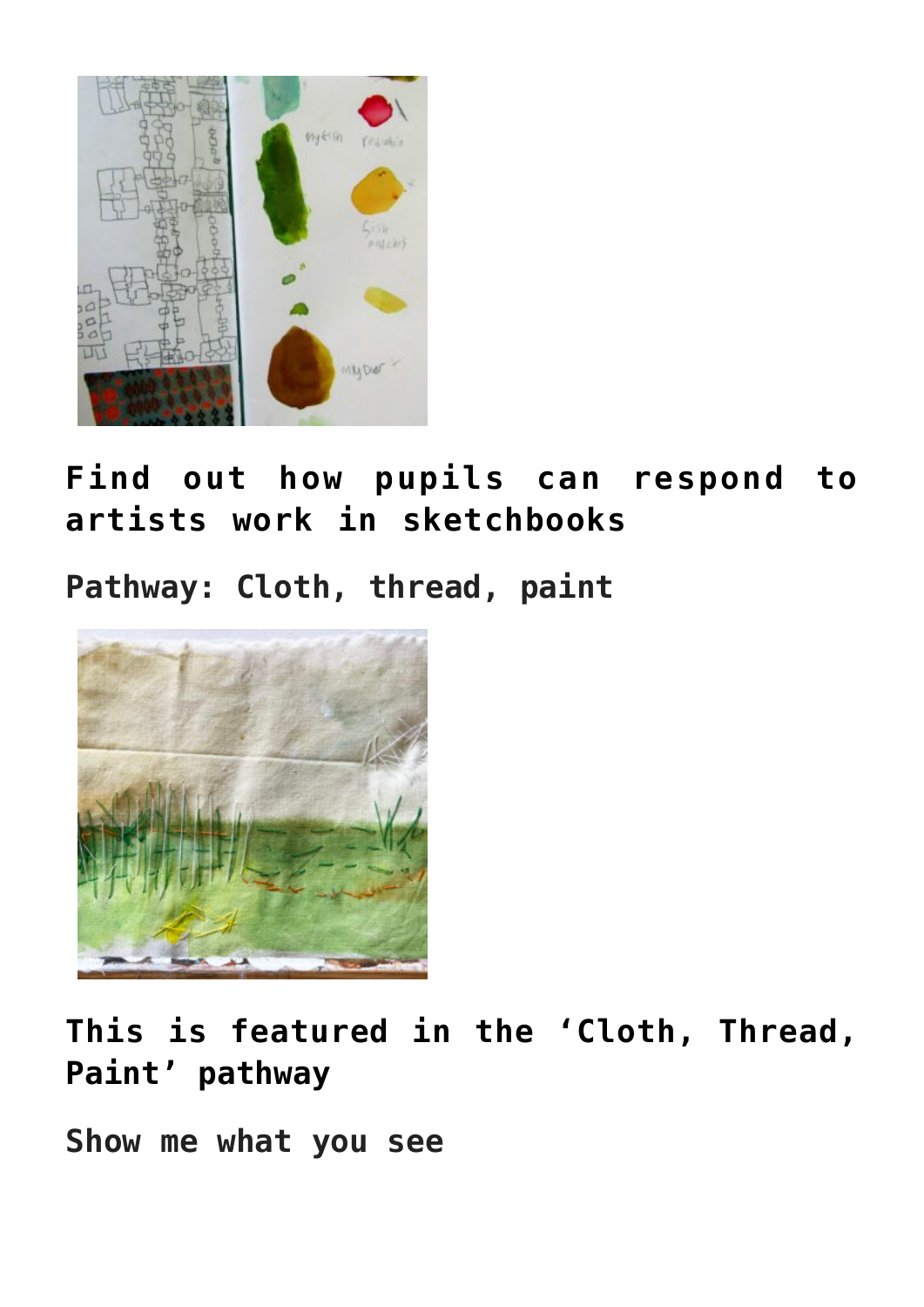**Find out how pupils can respond to artists work in sketchbooks**

**Pathway: Cloth, thread, paint**

**This is featured in the 'Cloth, Thread, Paint' pathway**

**Show me what you see**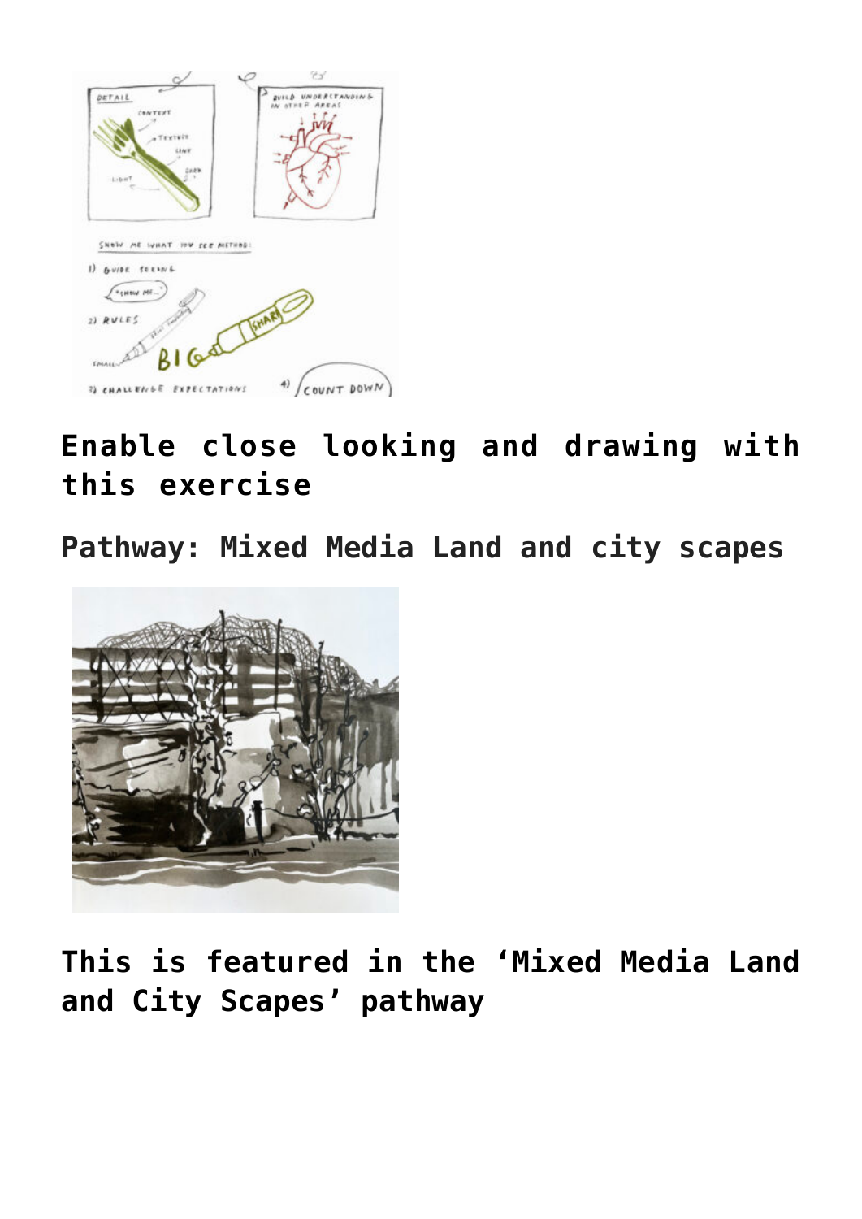## Enable close looking and drawing with this exercise

**Pathway: Mixed Media Land and city scapes**

## This is featured in the 'Mixed Media Land and City Scapes' pathway